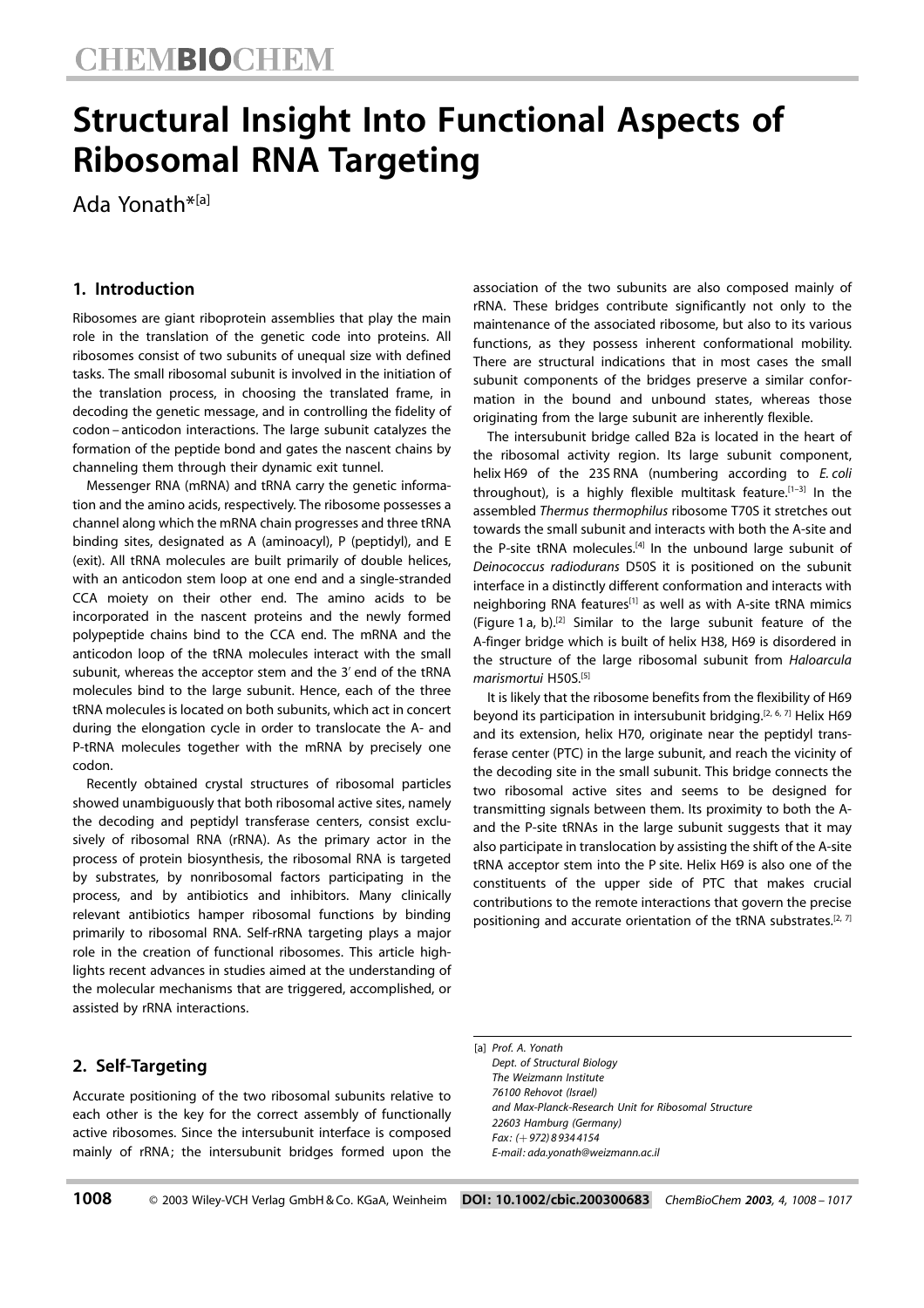# Structural Insight Into Functional Aspects of Ribosomal RNA Targeting

Ada Yonath*[a]

## 1. Introduction

Ribosomes are giant riboprotein assemblies that play the main role in the translation of the genetic code into proteins. All ribosomes consist of two subunits of unequal size with defined tasks. The small ribosomal subunit is involved in the initiation of the translation process, in choosing the translated frame, in decoding the genetic message, and in controlling the fidelity of codon–anticodon interactions. The large subunit catalyzes the formation of the peptide bond and gates the nascent chains by channeling them through their dynamic exit tunnel.

Messenger RNA (mRNA) and tRNA carry the genetic information and the amino acids, respectively. The ribosome possesses a channel along which the mRNA chain progresses and three tRNA binding sites, designated as A (aminoacyl), P (peptidyl), and E (exit). All tRNA molecules are built primarily of double helices, with an anticodon stem loop at one end and a single-stranded CCA moiety on their other end. The amino acids to be incorporated in the nascent proteins and the newly formed polypeptide chains bind to the CCA end. The mRNA and the anticodon loop of the tRNA molecules interact with the small subunit, whereas the acceptor stem and the 3′ end of the tRNA molecules bind to the large subunit. Hence, each of the three tRNA molecules is located on both subunits, which act in concert during the elongation cycle in order to translocate the A- and P-tRNA molecules together with the mRNA by precisely one codon.

Recently obtained crystal structures of ribosomal particles showed unambiguously that both ribosomal active sites, namely the decoding and peptidyl transferase centers, consist exclusively of ribosomal RNA (rRNA). As the primary actor in the process of protein biosynthesis, the ribosomal RNA is targeted by substrates, by nonribosomal factors participating in the process, and by antibiotics and inhibitors. Many clinically relevant antibiotics hamper ribosomal functions by binding primarily to ribosomal RNA. Self-rRNA targeting plays a major role in the creation of functional ribosomes. This article highlights recent advances in studies aimed at the understanding of the molecular mechanisms that are triggered, accomplished, or assisted by rRNA interactions.

## 2. Self-Targeting

Accurate positioning of the two ribosomal subunits relative to each other is the key for the correct assembly of functionally active ribosomes. Since the intersubunit interface is composed mainly of rRNA; the intersubunit bridges formed upon the association of the two subunits are also composed mainly of rRNA. These bridges contribute significantly not only to the maintenance of the associated ribosome, but also to its various functions, as they possess inherent conformational mobility. There are structural indications that in most cases the small subunit components of the bridges preserve a similar conformation in the bound and unbound states, whereas those originating from the large subunit are inherently flexible.

The intersubunit bridge called B2a is located in the heart of the ribosomal activity region. Its large subunit component, helix H69 of the 23S RNA (numbering according to *E. coli* throughout), is a highly flexible multitask feature.[1–3] In the assembled *Thermus thermophilus* ribosome T70S it stretches out towards the small subunit and interacts with both the A-site and the P-site tRNA molecules.[4] In the unbound large subunit of *Deinococcus radiodurans* D50S it is positioned on the subunit interface in a distinctly different conformation and interacts with neighboring RNA features[1] as well as with A-site tRNA mimics (Figure 1a, b).[2] Similar to the large subunit feature of the A-finger bridge which is built of helix H38, H69 is disordered in the structure of the large ribosomal subunit from *Haloarcula marismortui* H50S.[5]

It is likely that the ribosome benefits from the flexibility of H69 beyond its participation in intersubunit bridging.[2, 6, 7] Helix H69 and its extension, helix H70, originate near the peptidyl transferase center (PTC) in the large subunit, and reach the vicinity of the decoding site in the small subunit. This bridge connects the two ribosomal active sites and seems to be designed for transmitting signals between them. Its proximity to both the A- and the P-site tRNAs in the large subunit suggests that it may also participate in translocation by assisting the shift of the A-site tRNA acceptor stem into the P site. Helix H69 is also one of the constituents of the upper side of PTC that makes crucial contributions to the remote interactions that govern the precise positioning and accurate orientation of the tRNA substrates.[2, 7]

[a] Prof. A. Yonath
Dept. of Structural Biology
The Weizmann Institute
76100 Rehovot (Israel)
and Max-Planck-Research Unit for Ribosomal Structure
22603 Hamburg (Germany)
Fax: (+972) 8 934 4154
E-mail: ada.yonath@weizmann.ac.il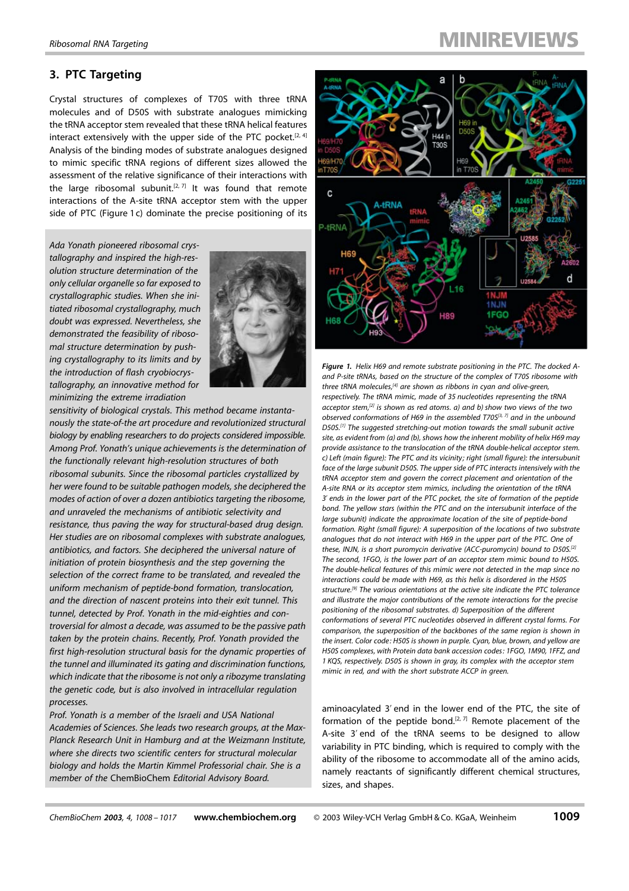## 3. PTC Targeting

Crystal structures of complexes of T70S with three tRNA molecules and of D50S with substrate analogues mimicking the tRNA acceptor stem revealed that these tRNA helical features interact extensively with the upper side of the PTC pocket.[2, 4] Analysis of the binding modes of substrate analogues designed to mimic specific tRNA regions of different sizes allowed the assessment of the relative significance of their interactions with the large ribosomal subunit.[2, 7] It was found that remote interactions of the A-site tRNA acceptor stem with the upper side of PTC (Figure 1 c) dominate the precise positioning of its aminoacylated 3′ end in the lower end of the PTC, the site of formation of the peptide bond.[2, 7] Remote placement of the A-site 3′ end of the tRNA seems to be designed to allow variability in PTC binding, which is required to comply with the ability of the ribosome to accommodate all of the amino acids, namely reactants of significantly different chemical structures, sizes, and shapes.

*Ada Yonath pioneered ribosomal crystallography and inspired the high-resolution structure determination of the only cellular organelle so far exposed to crystallographic studies. When she initiated ribosomal crystallography, much doubt was expressed. Nevertheless, she demonstrated the feasibility of ribosomal structure determination by pushing crystallography to its limits and by the introduction of flash cryobiocrystallography, an innovative method for minimizing the extreme irradiation sensitivity of biological crystals. This method became instantanously the state-of-the art procedure and revolutionized structural biology by enabling researchers to do projects considered impossible. Among Prof. Yonath's unique achievements is the determination of the functionally relevant high-resolution structures of both ribosomal subunits. Since the ribosomal particles crystallized by her were found to be suitable pathogen models, she deciphered the modes of action of over a dozen antibiotics targeting the ribosome, and unraveled the mechanisms of antibiotic selectivity and resistance, thus paving the way for structural-based drug design. Her studies are on ribosomal complexes with substrate analogues, antibiotics, and factors. She deciphered the universal nature of initiation of protein biosynthesis and the step governing the selection of the correct frame to be translated, and revealed the uniform mechanism of peptide-bond formation, translocation, and the direction of nascent proteins into their exit tunnel. This tunnel, detected by Prof. Yonath in the mid-eighties and controversial for almost a decade, was assumed to be the passive path taken by the protein chains. Recently, Prof. Yonath provided the first high-resolution structural basis for the dynamic properties of the tunnel and illuminated its gating and discrimination functions, which indicate that the ribosome is not only a ribozyme translating the genetic code, but is also involved in intracellular regulation processes.*

*Prof. Yonath is a member of the Israeli and USA National Academies of Sciences. She leads two research groups, at the Max-Planck Research Unit in Hamburg and at the Weizmann Institute, where she directs two scientific centers for structural molecular biology and holds the Martin Kimmel Professorial chair. She is a member of the* ChemBioChem *Editorial Advisory Board.*

*Figure 1. Helix H69 and remote substrate positioning in the PTC. The docked A- and P-site tRNAs, based on the structure of the complex of T70S ribosome with three tRNA molecules,[4] are shown as ribbons in cyan and olive-green, respectively. The tRNA mimic, made of 35 nucleotides representing the tRNA acceptor stem,[2] is shown as red atoms. a) and b) show two views of the two observed conformations of H69 in the assembled T70S[3, 7] and in the unbound D50S.[1] The suggested stretching-out motion towards the small subunit active site, as evident from (a) and (b), shows how the inherent mobility of helix H69 may provide assistance to the translocation of the tRNA double-helical acceptor stem. c) Left (main figure): The PTC and its vicinity; right (small figure): the intersubunit face of the large subunit D50S. The upper side of PTC interacts intensively with the tRNA acceptor stem and govern the correct placement and orientation of the A-site RNA or its acceptor stem mimics, including the orientation of the tRNA 3′ ends in the lower part of the PTC pocket, the site of formation of the peptide bond. The yellow stars (within the PTC and on the intersubunit interface of the large subunit) indicate the approximate location of the site of peptide-bond formation. Right (small figure): A superposition of the locations of two substrate analogues that do not interact with H69 in the upper part of the PTC. One of these, INJN, is a short puromycin derivative (ACC-puromycin) bound to D50S.[2] The second, 1FGO, is the lower part of an acceptor stem mimic bound to H50S. The double-helical features of this mimic were not detected in the map since no interactions could be made with H69, as this helix is disordered in the H50S structure.[9] The various orientations at the active site indicate the PTC tolerance and illustrate the major contributions of the remote interactions for the precise positioning of the ribosomal substrates. d) Superposition of the different conformations of several PTC nucleotides observed in different crystal forms. For comparison, the superposition of the backbones of the same region is shown in the insert. Color code: H50S is shown in purple. Cyan, blue, brown, and yellow are H50S complexes, with Protein data bank accession codes: 1FGO, 1M90, 1FFZ, and 1 KQS, respectively. D50S is shown in gray, its complex with the acceptor stem mimic in red, and with the short substrate ACCP in green.*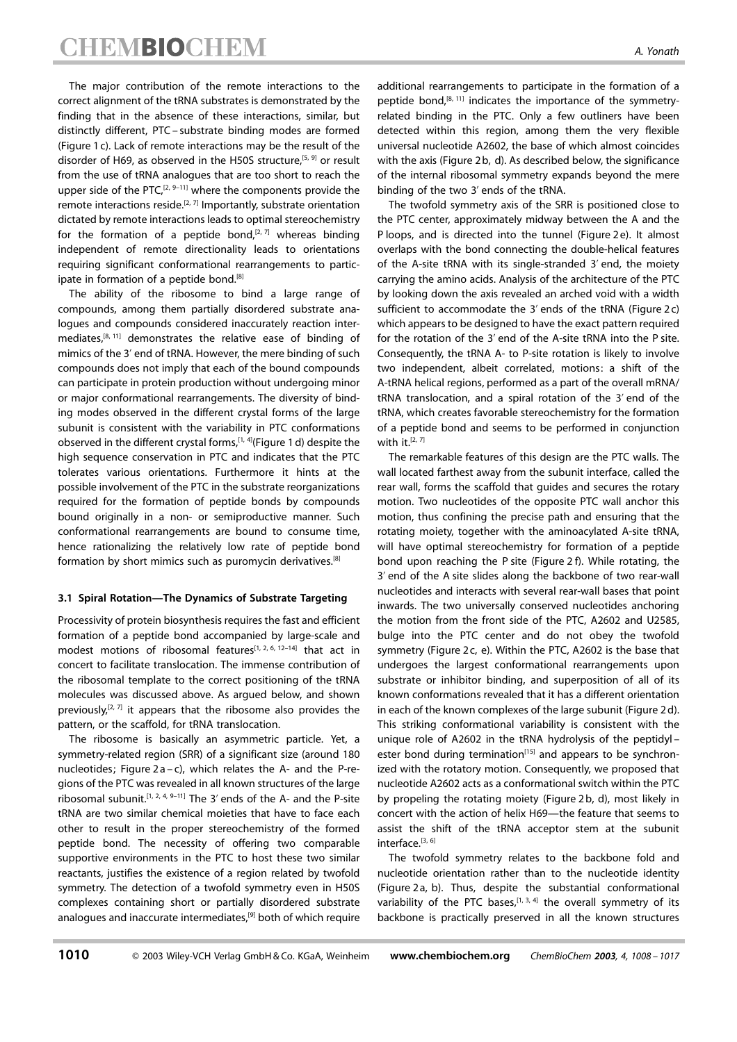The major contribution of the remote interactions to the correct alignment of the tRNA substrates is demonstrated by the finding that in the absence of these interactions, similar, but distinctly different, PTC–substrate binding modes are formed (Figure 1 c). Lack of remote interactions may be the result of the disorder of H69, as observed in the H50S structure,[5, 9] or result from the use of tRNA analogues that are too short to reach the upper side of the PTC,[2, 9–11] where the components provide the remote interactions reside.[2, 7] Importantly, substrate orientation dictated by remote interactions leads to optimal stereochemistry for the formation of a peptide bond,[2, 7] whereas binding independent of remote directionality leads to orientations requiring significant conformational rearrangements to participate in formation of a peptide bond.[8]

The ability of the ribosome to bind a large range of compounds, among them partially disordered substrate analogues and compounds considered inaccurately reaction intermediates,[8, 11] demonstrates the relative ease of binding of mimics of the 3′ end of tRNA. However, the mere binding of such compounds does not imply that each of the bound compounds can participate in protein production without undergoing minor or major conformational rearrangements. The diversity of binding modes observed in the different crystal forms of the large subunit is consistent with the variability in PTC conformations observed in the different crystal forms,[1, 4] (Figure 1 d) despite the high sequence conservation in PTC and indicates that the PTC tolerates various orientations. Furthermore it hints at the possible involvement of the PTC in the substrate reorganizations required for the formation of peptide bonds by compounds bound originally in a non- or semiproductive manner. Such conformational rearrangements are bound to consume time, hence rationalizing the relatively low rate of peptide bond formation by short mimics such as puromycin derivatives.[8]

### 3.1 Spiral Rotation—The Dynamics of Substrate Targeting

Processivity of protein biosynthesis requires the fast and efficient formation of a peptide bond accompanied by large-scale and modest motions of ribosomal features[1, 2, 6, 12–14] that act in concert to facilitate translocation. The immense contribution of the ribosomal template to the correct positioning of the tRNA molecules was discussed above. As argued below, and shown previously,[2, 7] it appears that the ribosome also provides the pattern, or the scaffold, for tRNA translocation.

The ribosome is basically an asymmetric particle. Yet, a symmetry-related region (SRR) of a significant size (around 180 nucleotides; Figure 2 a–c), which relates the A- and the P-regions of the PTC was revealed in all known structures of the large ribosomal subunit.[1, 2, 4, 9–11] The 3′ ends of the A- and the P-site tRNA are two similar chemical moieties that have to face each other to result in the proper stereochemistry of the formed peptide bond. The necessity of offering two comparable supportive environments in the PTC to host these two similar reactants, justifies the existence of a region related by twofold symmetry. The detection of a twofold symmetry even in H50S complexes containing short or partially disordered substrate analogues and inaccurate intermediates,[9] both of which require additional rearrangements to participate in the formation of a peptide bond,[8, 11] indicates the importance of the symmetry-related binding in the PTC. Only a few outliners have been detected within this region, among them the very flexible universal nucleotide A2602, the base of which almost coincides with the axis (Figure 2 b, d). As described below, the significance of the internal ribosomal symmetry expands beyond the mere binding of the two 3′ ends of the tRNA.

The twofold symmetry axis of the SRR is positioned close to the PTC center, approximately midway between the A and the P loops, and is directed into the tunnel (Figure 2 e). It almost overlaps with the bond connecting the double-helical features of the A-site tRNA with its single-stranded 3′ end, the moiety carrying the amino acids. Analysis of the architecture of the PTC by looking down the axis revealed an arched void with a width sufficient to accommodate the 3′ ends of the tRNA (Figure 2 c) which appears to be designed to have the exact pattern required for the rotation of the 3′ end of the A-site tRNA into the P site. Consequently, the tRNA A- to P-site rotation is likely to involve two independent, albeit correlated, motions: a shift of the A-tRNA helical regions, performed as a part of the overall mRNA/tRNA translocation, and a spiral rotation of the 3′ end of the tRNA, which creates favorable stereochemistry for the formation of a peptide bond and seems to be performed in conjunction with it.[2, 7]

The remarkable features of this design are the PTC walls. The wall located farthest away from the subunit interface, called the rear wall, forms the scaffold that guides and secures the rotary motion. Two nucleotides of the opposite PTC wall anchor this motion, thus confining the precise path and ensuring that the rotating moiety, together with the aminoacylated A-site tRNA, will have optimal stereochemistry for formation of a peptide bond upon reaching the P site (Figure 2 f). While rotating, the 3′ end of the A site slides along the backbone of two rear-wall nucleotides and interacts with several rear-wall bases that point inwards. The two universally conserved nucleotides anchoring the motion from the front side of the PTC, A2602 and U2585, bulge into the PTC center and do not obey the twofold symmetry (Figure 2 c, e). Within the PTC, A2602 is the base that undergoes the largest conformational rearrangements upon substrate or inhibitor binding, and superposition of all of its known conformations revealed that it has a different orientation in each of the known complexes of the large subunit (Figure 2 d). This striking conformational variability is consistent with the unique role of A2602 in the tRNA hydrolysis of the peptidyl–ester bond during termination[15] and appears to be synchronized with the rotatory motion. Consequently, we proposed that nucleotide A2602 acts as a conformational switch within the PTC by propeling the rotating moiety (Figure 2 b, d), most likely in concert with the action of helix H69—the feature that seems to assist the shift of the tRNA acceptor stem at the subunit interface.[3, 6]

The twofold symmetry relates to the backbone fold and nucleotide orientation rather than to the nucleotide identity (Figure 2 a, b). Thus, despite the substantial conformational variability of the PTC bases,[1, 3, 4] the overall symmetry of its backbone is practically preserved in all the known structures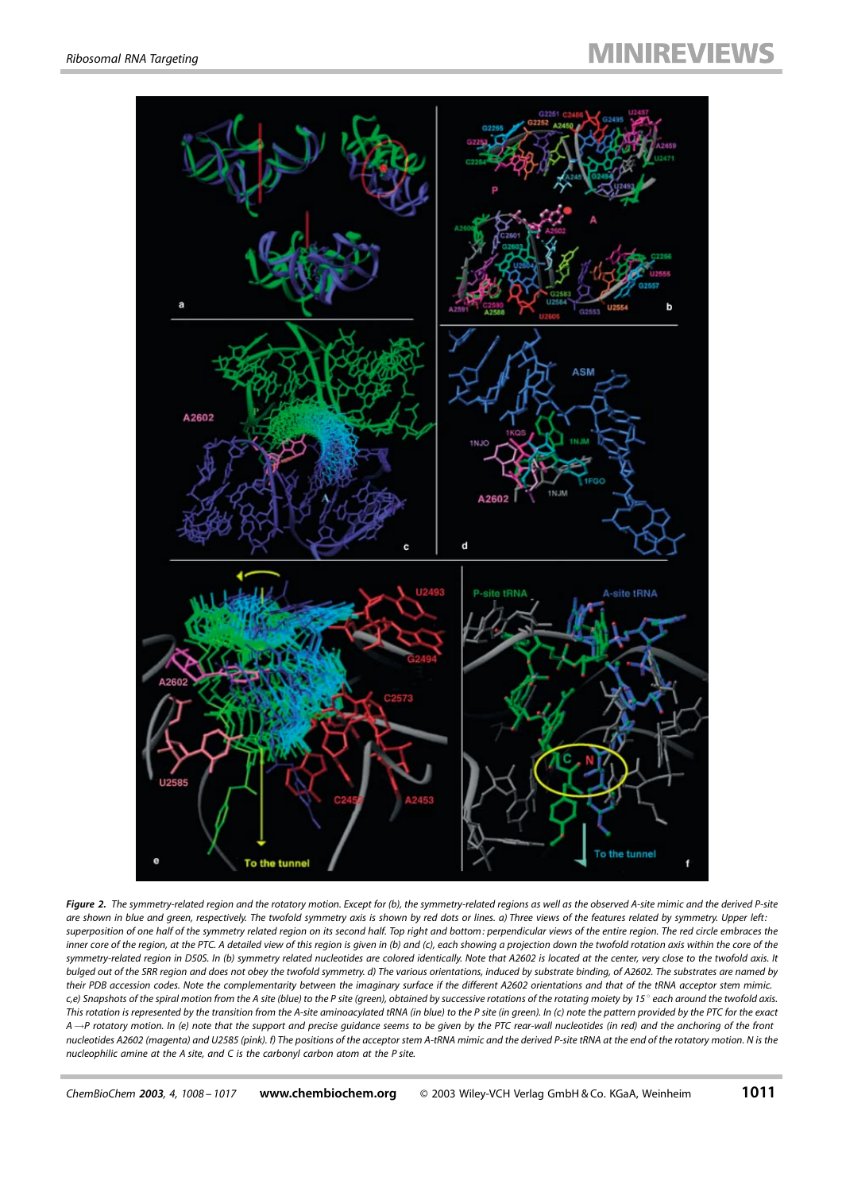**Figure 2.** The symmetry-related region and the rotatory motion. Except for (b), the symmetry-related regions as well as the observed A-site mimic and the derived P-site are shown in blue and green, respectively. The twofold symmetry axis is shown by red dots or lines. a) Three views of the features related by symmetry. Upper left: superposition of one half of the symmetry related region on its second half. Top right and bottom: perpendicular views of the entire region. The red circle embraces the inner core of the region, at the PTC. A detailed view of this region is given in (b) and (c), each showing a projection down the twofold rotation axis within the core of the symmetry-related region in D50S. In (b) symmetry related nucleotides are colored identically. Note that A2602 is located at the center, very close to the twofold axis. It bulged out of the SRR region and does not obey the twofold symmetry. d) The various orientations, induced by substrate binding, of A2602. The substrates are named by their PDB accession codes. Note the complementarity between the imaginary surface if the different A2602 orientations and that of the tRNA acceptor stem mimic. c,e) Snapshots of the spiral motion from the A site (blue) to the P site (green), obtained by successive rotations of the rotating moiety by 15° each around the twofold axis. This rotation is represented by the transition from the A-site aminoacylated tRNA (in blue) to the P site (in green). In (c) note the pattern provided by the PTC for the exact A→P rotatory motion. In (e) note that the support and precise guidance seems to be given by the PTC rear-wall nucleotides (in red) and the anchoring of the front nucleotides A2602 (magenta) and U2585 (pink). f) The positions of the acceptor stem A-tRNA mimic and the derived P-site tRNA at the end of the rotatory motion. N is the nucleophilic amine at the A site, and C is the carbonyl carbon atom at the P site.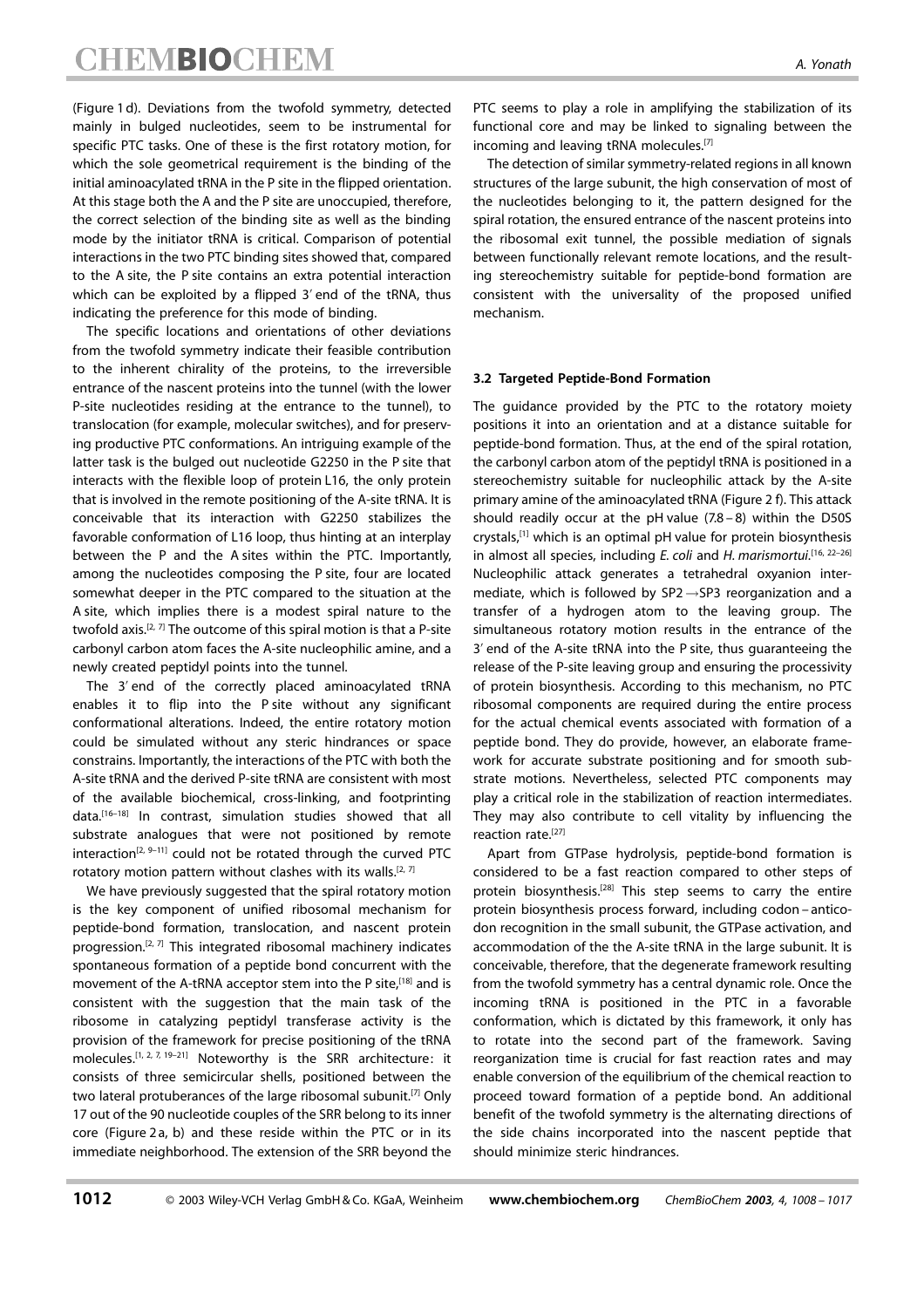(Figure 1 d). Deviations from the twofold symmetry, detected mainly in bulged nucleotides, seem to be instrumental for specific PTC tasks. One of these is the first rotatory motion, for which the sole geometrical requirement is the binding of the initial aminoacylated tRNA in the P site in the flipped orientation. At this stage both the A and the P site are unoccupied, therefore, the correct selection of the binding site as well as the binding mode by the initiator tRNA is critical. Comparison of potential interactions in the two PTC binding sites showed that, compared to the A site, the P site contains an extra potential interaction which can be exploited by a flipped 3′ end of the tRNA, thus indicating the preference for this mode of binding.

The specific locations and orientations of other deviations from the twofold symmetry indicate their feasible contribution to the inherent chirality of the proteins, to the irreversible entrance of the nascent proteins into the tunnel (with the lower P-site nucleotides residing at the entrance to the tunnel), to translocation (for example, molecular switches), and for preserving productive PTC conformations. An intriguing example of the latter task is the bulged out nucleotide G2250 in the P site that interacts with the flexible loop of protein L16, the only protein that is involved in the remote positioning of the A-site tRNA. It is conceivable that its interaction with G2250 stabilizes the favorable conformation of L16 loop, thus hinting at an interplay between the P and the A sites within the PTC. Importantly, among the nucleotides composing the P site, four are located somewhat deeper in the PTC compared to the situation at the A site, which implies there is a modest spiral nature to the twofold axis.[2, 7] The outcome of this spiral motion is that a P-site carbonyl carbon atom faces the A-site nucleophilic amine, and a newly created peptidyl points into the tunnel.

The 3′ end of the correctly placed aminoacylated tRNA enables it to flip into the P site without any significant conformational alterations. Indeed, the entire rotatory motion could be simulated without any steric hindrances or space constrains. Importantly, the interactions of the PTC with both the A-site tRNA and the derived P-site tRNA are consistent with most of the available biochemical, cross-linking, and footprinting data.[16–18] In contrast, simulation studies showed that all substrate analogues that were not positioned by remote interaction[2, 9–11] could not be rotated through the curved PTC rotatory motion pattern without clashes with its walls.[2, 7]

We have previously suggested that the spiral rotatory motion is the key component of unified ribosomal mechanism for peptide-bond formation, translocation, and nascent protein progression.[2, 7] This integrated ribosomal machinery indicates spontaneous formation of a peptide bond concurrent with the movement of the A-tRNA acceptor stem into the P site,[18] and is consistent with the suggestion that the main task of the ribosome in catalyzing peptidyl transferase activity is the provision of the framework for precise positioning of the tRNA molecules.[1, 2, 7, 19–21] Noteworthy is the SRR architecture: it consists of three semicircular shells, positioned between the two lateral protuberances of the large ribosomal subunit.[7] Only 17 out of the 90 nucleotide couples of the SRR belong to its inner core (Figure 2 a, b) and these reside within the PTC or in its immediate neighborhood. The extension of the SRR beyond the PTC seems to play a role in amplifying the stabilization of its functional core and may be linked to signaling between the incoming and leaving tRNA molecules.[7]

The detection of similar symmetry-related regions in all known structures of the large subunit, the high conservation of most of the nucleotides belonging to it, the pattern designed for the spiral rotation, the ensured entrance of the nascent proteins into the ribosomal exit tunnel, the possible mediation of signals between functionally relevant remote locations, and the resulting stereochemistry suitable for peptide-bond formation are consistent with the universality of the proposed unified mechanism.

### 3.2 Targeted Peptide-Bond Formation

The guidance provided by the PTC to the rotatory moiety positions it into an orientation and at a distance suitable for peptide-bond formation. Thus, at the end of the spiral rotation, the carbonyl carbon atom of the peptidyl tRNA is positioned in a stereochemistry suitable for nucleophilic attack by the A-site primary amine of the aminoacylated tRNA (Figure 2 f). This attack should readily occur at the pH value (7.8–8) within the D50S crystals,[1] which is an optimal pH value for protein biosynthesis in almost all species, including *E. coli* and *H. marismortui*.[16, 22–26] Nucleophilic attack generates a tetrahedral oxyanion intermediate, which is followed by SP2 → SP3 reorganization and a transfer of a hydrogen atom to the leaving group. The simultaneous rotatory motion results in the entrance of the 3′ end of the A-site tRNA into the P site, thus guaranteeing the release of the P-site leaving group and ensuring the processivity of protein biosynthesis. According to this mechanism, no PTC ribosomal components are required during the entire process for the actual chemical events associated with formation of a peptide bond. They do provide, however, an elaborate framework for accurate substrate positioning and for smooth substrate motions. Nevertheless, selected PTC components may play a critical role in the stabilization of reaction intermediates. They may also contribute to cell vitality by influencing the reaction rate.[27]

Apart from GTPase hydrolysis, peptide-bond formation is considered to be a fast reaction compared to other steps of protein biosynthesis.[28] This step seems to carry the entire protein biosynthesis process forward, including codon–anticodon recognition in the small subunit, the GTPase activation, and accommodation of the the A-site tRNA in the large subunit. It is conceivable, therefore, that the degenerate framework resulting from the twofold symmetry has a central dynamic role. Once the incoming tRNA is positioned in the PTC in a favorable conformation, which is dictated by this framework, it only has to rotate into the second part of the framework. Saving reorganization time is crucial for fast reaction rates and may enable conversion of the equilibrium of the chemical reaction to proceed toward formation of a peptide bond. An additional benefit of the twofold symmetry is the alternating directions of the side chains incorporated into the nascent peptide that should minimize steric hindrances.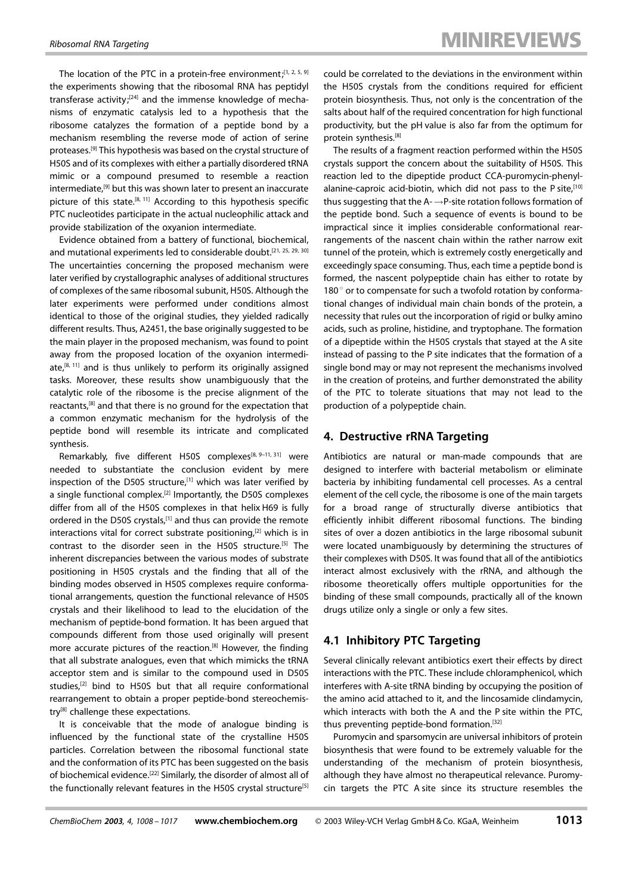The location of the PTC in a protein-free environment;[1, 2, 5, 9] the experiments showing that the ribosomal RNA has peptidyl transferase activity;[24] and the immense knowledge of mechanisms of enzymatic catalysis led to a hypothesis that the ribosome catalyzes the formation of a peptide bond by a mechanism resembling the reverse mode of action of serine proteases.[9] This hypothesis was based on the crystal structure of H50S and of its complexes with either a partially disordered tRNA mimic or a compound presumed to resemble a reaction intermediate,[9] but this was shown later to present an inaccurate picture of this state.[8, 11] According to this hypothesis specific PTC nucleotides participate in the actual nucleophilic attack and provide stabilization of the oxyanion intermediate.

Evidence obtained from a battery of functional, biochemical, and mutational experiments led to considerable doubt.[21, 25, 29, 30] The uncertainties concerning the proposed mechanism were later verified by crystallographic analyses of additional structures of complexes of the same ribosomal subunit, H50S. Although the later experiments were performed under conditions almost identical to those of the original studies, they yielded radically different results. Thus, A2451, the base originally suggested to be the main player in the proposed mechanism, was found to point away from the proposed location of the oxyanion intermediate,[8, 11] and is thus unlikely to perform its originally assigned tasks. Moreover, these results show unambiguously that the catalytic role of the ribosome is the precise alignment of the reactants,[8] and that there is no ground for the expectation that a common enzymatic mechanism for the hydrolysis of the peptide bond will resemble its intricate and complicated synthesis.

Remarkably, five different H50S complexes[8, 9–11, 31] were needed to substantiate the conclusion evident by mere inspection of the D50S structure,[1] which was later verified by a single functional complex.[2] Importantly, the D50S complexes differ from all of the H50S complexes in that helix H69 is fully ordered in the D50S crystals,[1] and thus can provide the remote interactions vital for correct substrate positioning,[2] which is in contrast to the disorder seen in the H50S structure.[5] The inherent discrepancies between the various modes of substrate positioning in H50S crystals and the finding that all of the binding modes observed in H50S complexes require conformational arrangements, question the functional relevance of H50S crystals and their likelihood to lead to the elucidation of the mechanism of peptide-bond formation. It has been argued that compounds different from those used originally will present more accurate pictures of the reaction.[8] However, the finding that all substrate analogues, even that which mimicks the tRNA acceptor stem and is similar to the compound used in D50S studies,[2] bind to H50S but that all require conformational rearrangement to obtain a proper peptide-bond stereochemistry[8] challenge these expectations.

It is conceivable that the mode of analogue binding is influenced by the functional state of the crystalline H50S particles. Correlation between the ribosomal functional state and the conformation of its PTC has been suggested on the basis of biochemical evidence.[22] Similarly, the disorder of almost all of the functionally relevant features in the H50S crystal structure[5] could be correlated to the deviations in the environment within the H50S crystals from the conditions required for efficient protein biosynthesis. Thus, not only is the concentration of the salts about half of the required concentration for high functional productivity, but the pH value is also far from the optimum for protein synthesis.[8]

The results of a fragment reaction performed within the H50S crystals support the concern about the suitability of H50S. This reaction led to the dipeptide product CCA-puromycin-phenylalanine-caproic acid-biotin, which did not pass to the P site,[10] thus suggesting that the A- →P-site rotation follows formation of the peptide bond. Such a sequence of events is bound to be impractical since it implies considerable conformational rearrangements of the nascent chain within the rather narrow exit tunnel of the protein, which is extremely costly energetically and exceedingly space consuming. Thus, each time a peptide bond is formed, the nascent polypeptide chain has either to rotate by 180° or to compensate for such a twofold rotation by conformational changes of individual main chain bonds of the protein, a necessity that rules out the incorporation of rigid or bulky amino acids, such as proline, histidine, and tryptophane. The formation of a dipeptide within the H50S crystals that stayed at the A site instead of passing to the P site indicates that the formation of a single bond may or may not represent the mechanisms involved in the creation of proteins, and further demonstrated the ability of the PTC to tolerate situations that may not lead to the production of a polypeptide chain.

## 4. Destructive rRNA Targeting

Antibiotics are natural or man-made compounds that are designed to interfere with bacterial metabolism or eliminate bacteria by inhibiting fundamental cell processes. As a central element of the cell cycle, the ribosome is one of the main targets for a broad range of structurally diverse antibiotics that efficiently inhibit different ribosomal functions. The binding sites of over a dozen antibiotics in the large ribosomal subunit were located unambiguously by determining the structures of their complexes with D50S. It was found that all of the antibiotics interact almost exclusively with the rRNA, and although the ribosome theoretically offers multiple opportunities for the binding of these small compounds, practically all of the known drugs utilize only a single or only a few sites.

### 4.1 Inhibitory PTC Targeting

Several clinically relevant antibiotics exert their effects by direct interactions with the PTC. These include chloramphenicol, which interferes with A-site tRNA binding by occupying the position of the amino acid attached to it, and the lincosamide clindamycin, which interacts with both the A and the P site within the PTC, thus preventing peptide-bond formation.[32]

Puromycin and sparsomycin are universal inhibitors of protein biosynthesis that were found to be extremely valuable for the understanding of the mechanism of protein biosynthesis, although they have almost no therapeutical relevance. Puromycin targets the PTC A site since its structure resembles the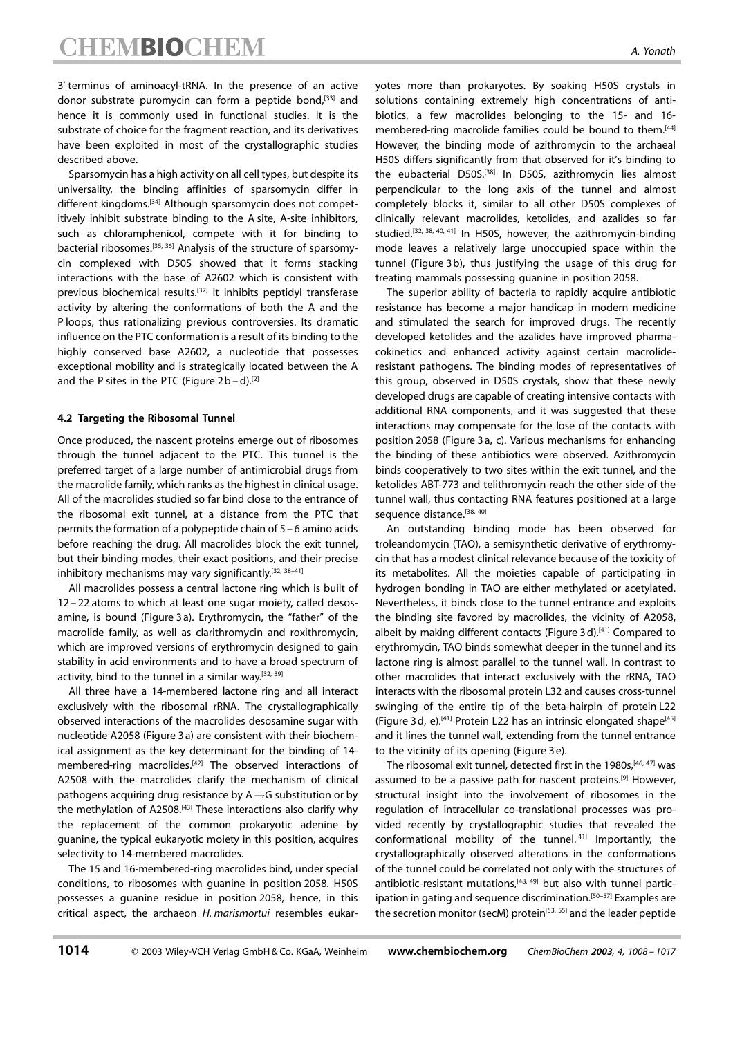3′ terminus of aminoacyl-tRNA. In the presence of an active donor substrate puromycin can form a peptide bond,[33] and hence it is commonly used in functional studies. It is the substrate of choice for the fragment reaction, and its derivatives have been exploited in most of the crystallographic studies described above.

Sparsomycin has a high activity on all cell types, but despite its universality, the binding affinities of sparsomycin differ in different kingdoms.[34] Although sparsomycin does not competitively inhibit substrate binding to the A site, A-site inhibitors, such as chloramphenicol, compete with it for binding to bacterial ribosomes.[35, 36] Analysis of the structure of sparsomycin complexed with D50S showed that it forms stacking interactions with the base of A2602 which is consistent with previous biochemical results.[37] It inhibits peptidyl transferase activity by altering the conformations of both the A and the P loops, thus rationalizing previous controversies. Its dramatic influence on the PTC conformation is a result of its binding to the highly conserved base A2602, a nucleotide that possesses exceptional mobility and is strategically located between the A and the P sites in the PTC (Figure 2b–d).[2]

#### 4.2 Targeting the Ribosomal Tunnel

Once produced, the nascent proteins emerge out of ribosomes through the tunnel adjacent to the PTC. This tunnel is the preferred target of a large number of antimicrobial drugs from the macrolide family, which ranks as the highest in clinical usage. All of the macrolides studied so far bind close to the entrance of the ribosomal exit tunnel, at a distance from the PTC that permits the formation of a polypeptide chain of 5–6 amino acids before reaching the drug. All macrolides block the exit tunnel, but their binding modes, their exact positions, and their precise inhibitory mechanisms may vary significantly.[32, 38–41]

All macrolides possess a central lactone ring which is built of 12–22 atoms to which at least one sugar moiety, called desosamine, is bound (Figure 3a). Erythromycin, the "father" of the macrolide family, as well as clarithromycin and roxithromycin, which are improved versions of erythromycin designed to gain stability in acid environments and to have a broad spectrum of activity, bind to the tunnel in a similar way.[32, 39]

All three have a 14-membered lactone ring and all interact exclusively with the ribosomal rRNA. The crystallographically observed interactions of the macrolides desosamine sugar with nucleotide A2058 (Figure 3a) are consistent with their biochemical assignment as the key determinant for the binding of 14-membered-ring macrolides.[42] The observed interactions of A2508 with the macrolides clarify the mechanism of clinical pathogens acquiring drug resistance by A→G substitution or by the methylation of A2508.[43] These interactions also clarify why the replacement of the common prokaryotic adenine by guanine, the typical eukaryotic moiety in this position, acquires selectivity to 14-membered macrolides.

The 15 and 16-membered-ring macrolides bind, under special conditions, to ribosomes with guanine in position 2058. H50S possesses a guanine residue in position 2058, hence, in this critical aspect, the archaeon *H. marismortui* resembles eukaryotes more than prokaryotes. By soaking H50S crystals in solutions containing extremely high concentrations of antibiotics, a few macrolides belonging to the 15- and 16-membered-ring macrolide families could be bound to them.[44] However, the binding mode of azithromycin to the archaeal H50S differs significantly from that observed for it's binding to the eubacterial D50S.[38] In D50S, azithromycin lies almost perpendicular to the long axis of the tunnel and almost completely blocks it, similar to all other D50S complexes of clinically relevant macrolides, ketolides, and azalides so far studied.[32, 38, 40, 41] In H50S, however, the azithromycin-binding mode leaves a relatively large unoccupied space within the tunnel (Figure 3b), thus justifying the usage of this drug for treating mammals possessing guanine in position 2058.

The superior ability of bacteria to rapidly acquire antibiotic resistance has become a major handicap in modern medicine and stimulated the search for improved drugs. The recently developed ketolides and the azalides have improved pharmacokinetics and enhanced activity against certain macrolide-resistant pathogens. The binding modes of representatives of this group, observed in D50S crystals, show that these newly developed drugs are capable of creating intensive contacts with additional RNA components, and it was suggested that these interactions may compensate for the lose of the contacts with position 2058 (Figure 3a, c). Various mechanisms for enhancing the binding of these antibiotics were observed. Azithromycin binds cooperatively to two sites within the exit tunnel, and the ketolides ABT-773 and telithromycin reach the other side of the tunnel wall, thus contacting RNA features positioned at a large sequence distance.[38, 40]

An outstanding binding mode has been observed for troleandomycin (TAO), a semisynthetic derivative of erythromycin that has a modest clinical relevance because of the toxicity of its metabolites. All the moieties capable of participating in hydrogen bonding in TAO are either methylated or acetylated. Nevertheless, it binds close to the tunnel entrance and exploits the binding site favored by macrolides, the vicinity of A2058, albeit by making different contacts (Figure 3d).[41] Compared to erythromycin, TAO binds somewhat deeper in the tunnel and its lactone ring is almost parallel to the tunnel wall. In contrast to other macrolides that interact exclusively with the rRNA, TAO interacts with the ribosomal protein L32 and causes cross-tunnel swinging of the entire tip of the beta-hairpin of protein L22 (Figure 3d, e).[41] Protein L22 has an intrinsic elongated shape[45] and it lines the tunnel wall, extending from the tunnel entrance to the vicinity of its opening (Figure 3e).

The ribosomal exit tunnel, detected first in the 1980s,[46, 47] was assumed to be a passive path for nascent proteins.[9] However, structural insight into the involvement of ribosomes in the regulation of intracellular co-translational processes was provided recently by crystallographic studies that revealed the conformational mobility of the tunnel.[41] Importantly, the crystallographically observed alterations in the conformations of the tunnel could be correlated not only with the structures of antibiotic-resistant mutations,[48, 49] but also with tunnel participation in gating and sequence discrimination.[50–57] Examples are the secretion monitor (secM) protein[53, 55] and the leader peptide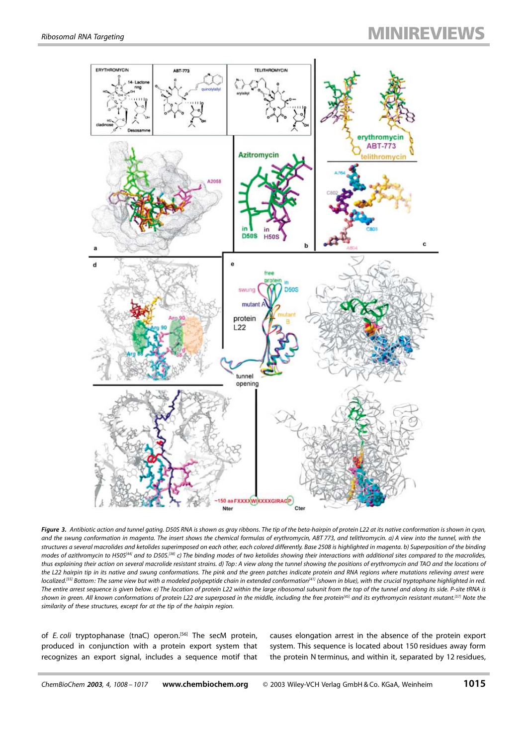**Figure 3.** *Antibiotic action and tunnel gating. D50S RNA is shown as gray ribbons. The tip of the beta-hairpin of protein L22 at its native conformation is shown in cyan, and the swung conformation in magenta. The insert shows the chemical formulas of erythromycin, ABT 773, and telithromycin. a) A view into the tunnel, with the structures a several macrolides and ketolides superimposed on each other, each colored differently. Base 2508 is highlighted in magenta. b) Superposition of the binding modes of azithromycin to H50S[44] and to D50S.[38] c) The binding modes of two ketolides showing their interactions with additional sites compared to the macrolides, thus explaining their action on several macrolide resistant strains. d) Top: A view along the tunnel showing the positions of erythromycin and TAO and the locations of the L22 hairpin tip in its native and swung conformations. The pink and the green patches indicate protein and RNA regions where mutations relieving arrest were localized.[55] Bottom: The same view but with a modeled polypeptide chain in extended conformation[41] (shown in blue), with the crucial tryptophane highlighted in red. The entire arrest sequence is given below. e) The location of protein L22 within the large ribosomal subunit from the top of the tunnel and along its side. P-site tRNA is shown in green. All known conformations of protein L22 are superposed in the middle, including the free protein[45] and its erythromycin resistant mutant.[57] Note the similarity of these structures, except for at the tip of the hairpin region.*

of *E. coli* tryptophanase (tnaC) operon.[56] The secM protein, produced in conjunction with a protein export system that recognizes an export signal, includes a sequence motif that causes elongation arrest in the absence of the protein export system. This sequence is located about 150 residues away form the protein N terminus, and within it, separated by 12 residues,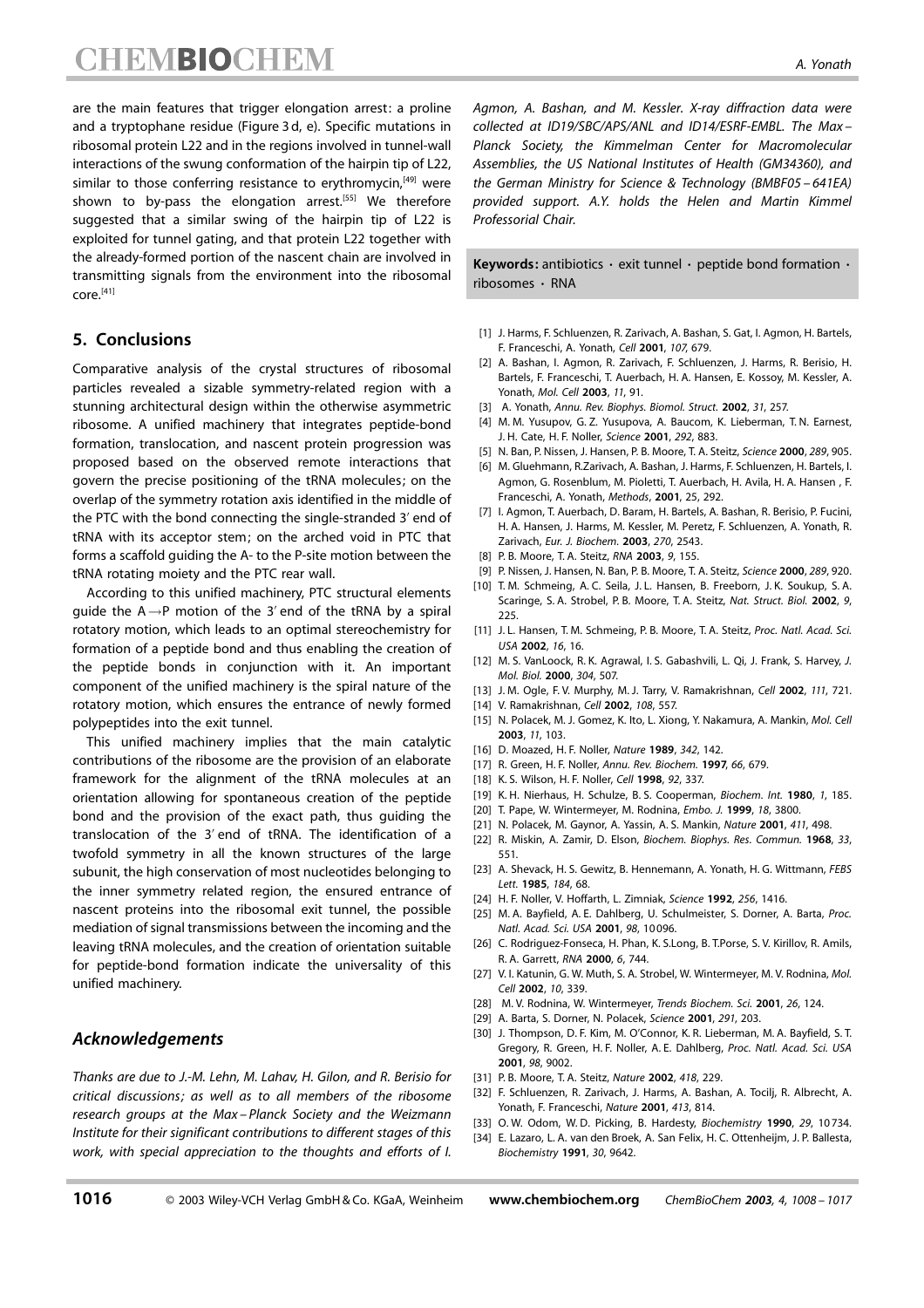are the main features that trigger elongation arrest: a proline and a tryptophane residue (Figure 3 d, e). Specific mutations in ribosomal protein L22 and in the regions involved in tunnel-wall interactions of the swung conformation of the hairpin tip of L22, similar to those conferring resistance to erythromycin,[49] were shown to by-pass the elongation arrest.[55] We therefore suggested that a similar swing of the hairpin tip of L22 is exploited for tunnel gating, and that protein L22 together with the already-formed portion of the nascent chain are involved in transmitting signals from the environment into the ribosomal core.[41]

## 5. Conclusions

Comparative analysis of the crystal structures of ribosomal particles revealed a sizable symmetry-related region with a stunning architectural design within the otherwise asymmetric ribosome. A unified machinery that integrates peptide-bond formation, translocation, and nascent protein progression was proposed based on the observed remote interactions that govern the precise positioning of the tRNA molecules; on the overlap of the symmetry rotation axis identified in the middle of the PTC with the bond connecting the single-stranded 3′ end of tRNA with its acceptor stem; on the arched void in PTC that forms a scaffold guiding the A- to the P-site motion between the tRNA rotating moiety and the PTC rear wall.

According to this unified machinery, PTC structural elements guide the A→P motion of the 3′ end of the tRNA by a spiral rotatory motion, which leads to an optimal stereochemistry for formation of a peptide bond and thus enabling the creation of the peptide bonds in conjunction with it. An important component of the unified machinery is the spiral nature of the rotatory motion, which ensures the entrance of newly formed polypeptides into the exit tunnel.

This unified machinery implies that the main catalytic contributions of the ribosome are the provision of an elaborate framework for the alignment of the tRNA molecules at an orientation allowing for spontaneous creation of the peptide bond and the provision of the exact path, thus guiding the translocation of the 3′ end of tRNA. The identification of a twofold symmetry in all the known structures of the large subunit, the high conservation of most nucleotides belonging to the inner symmetry related region, the ensured entrance of nascent proteins into the ribosomal exit tunnel, the possible mediation of signal transmissions between the incoming and the leaving tRNA molecules, and the creation of orientation suitable for peptide-bond formation indicate the universality of this unified machinery.

## *Acknowledgements*

*Thanks are due to J.-M. Lehn, M. Lahav, H. Gilon, and R. Berisio for critical discussions; as well as to all members of the ribosome research groups at the Max–Planck Society and the Weizmann Institute for their significant contributions to different stages of this work, with special appreciation to the thoughts and efforts of I. Agmon, A. Bashan, and M. Kessler. X-ray diffraction data were collected at ID19/SBC/APS/ANL and ID14/ESRF-EMBL. The Max–Planck Society, the Kimmelman Center for Macromolecular Assemblies, the US National Institutes of Health (GM34360), and the German Ministry for Science & Technology (BMBF05–641EA) provided support. A.Y. holds the Helen and Martin Kimmel Professorial Chair.*

**Keywords:** antibiotics · exit tunnel · peptide bond formation · ribosomes · RNA

[1] J. Harms, F. Schluenzen, R. Zarivach, A. Bashan, S. Gat, I. Agmon, H. Bartels, F. Franceschi, A. Yonath, *Cell* **2001**, *107*, 679.
[2] A. Bashan, I. Agmon, R. Zarivach, F. Schluenzen, J. Harms, R. Berisio, H. Bartels, F. Franceschi, T. Auerbach, H. A. Hansen, E. Kossoy, M. Kessler, A. Yonath, *Mol. Cell* **2003**, *11*, 91.
[3] A. Yonath, *Annu. Rev. Biophys. Biomol. Struct.* **2002**, *31*, 257.
[4] M. M. Yusupov, G. Z. Yusupova, A. Baucom, K. Lieberman, T. N. Earnest, J. H. Cate, H. F. Noller, *Science* **2001**, *292*, 883.
[5] N. Ban, P. Nissen, J. Hansen, P. B. Moore, T. A. Steitz, *Science* **2000**, *289*, 905.
[6] M. Gluehmann, R.Zarivach, A. Bashan, J. Harms, F. Schluenzen, H. Bartels, I. Agmon, G. Rosenblum, M. Pioletti, T. Auerbach, H. Avila, H. A. Hansen , F. Franceschi, A. Yonath, *Methods*, **2001**, 25, 292.
[7] I. Agmon, T. Auerbach, D. Baram, H. Bartels, A. Bashan, R. Berisio, P. Fucini, H. A. Hansen, J. Harms, M. Kessler, M. Peretz, F. Schluenzen, A. Yonath, R. Zarivach, *Eur. J. Biochem.* **2003**, *270*, 2543.
[8] P. B. Moore, T. A. Steitz, *RNA* **2003**, *9*, 155.
[9] P. Nissen, J. Hansen, N. Ban, P. B. Moore, T. A. Steitz, *Science* **2000**, *289*, 920.
[10] T. M. Schmeing, A. C. Seila, J. L. Hansen, B. Freeborn, J. K. Soukup, S. A. Scaringe, S. A. Strobel, P. B. Moore, T. A. Steitz, *Nat. Struct. Biol.* **2002**, *9*, 225.
[11] J. L. Hansen, T. M. Schmeing, P. B. Moore, T. A. Steitz, *Proc. Natl. Acad. Sci. USA* **2002**, *16*, 16.
[12] M. S. VanLoock, R. K. Agrawal, I. S. Gabashvili, L. Qi, J. Frank, S. Harvey, *J. Mol. Biol.* **2000**, *304*, 507.
[13] J. M. Ogle, F. V. Murphy, M. J. Tarry, V. Ramakrishnan, *Cell* **2002**, *111*, 721.
[14] V. Ramakrishnan, *Cell* **2002**, *108*, 557.
[15] N. Polacek, M. J. Gomez, K. Ito, L. Xiong, Y. Nakamura, A. Mankin, *Mol. Cell* **2003**, *11*, 103.
[16] D. Moazed, H. F. Noller, *Nature* **1989**, *342*, 142.
[17] R. Green, H. F. Noller, *Annu. Rev. Biochem.* **1997**, *66*, 679.
[18] K. S. Wilson, H. F. Noller, *Cell* **1998**, *92*, 337.
[19] K. H. Nierhaus, H. Schulze, B. S. Cooperman, *Biochem. Int.* **1980**, *1*, 185.
[20] T. Pape, W. Wintermeyer, M. Rodnina, *Embo. J.* **1999**, *18*, 3800.
[21] N. Polacek, M. Gaynor, A. Yassin, A. S. Mankin, *Nature* **2001**, *411*, 498.
[22] R. Miskin, A. Zamir, D. Elson, *Biochem. Biophys. Res. Commun.* **1968**, *33*, 551.
[23] A. Shevack, H. S. Gewitz, B. Hennemann, A. Yonath, H. G. Wittmann, *FEBS Lett.* **1985**, *184*, 68.
[24] H. F. Noller, V. Hoffarth, L. Zimniak, *Science* **1992**, *256*, 1416.
[25] M. A. Bayfield, A. E. Dahlberg, U. Schulmeister, S. Dorner, A. Barta, *Proc. Natl. Acad. Sci. USA* **2001**, *98*, 10096.
[26] C. Rodriguez-Fonseca, H. Phan, K. S.Long, B. T.Porse, S. V. Kirillov, R. Amils, R. A. Garrett, *RNA* **2000**, *6*, 744.
[27] V. I. Katunin, G. W. Muth, S. A. Strobel, W. Wintermeyer, M. V. Rodnina, *Mol. Cell* **2002**, *10*, 339.
[28] M. V. Rodnina, W. Wintermeyer, *Trends Biochem. Sci.* **2001**, *26*, 124.
[29] A. Barta, S. Dorner, N. Polacek, *Science* **2001**, *291*, 203.
[30] J. Thompson, D. F. Kim, M. O'Connor, K. R. Lieberman, M. A. Bayfield, S. T. Gregory, R. Green, H. F. Noller, A. E. Dahlberg, *Proc. Natl. Acad. Sci. USA* **2001**, *98*, 9002.
[31] P. B. Moore, T. A. Steitz, *Nature* **2002**, *418*, 229.
[32] F. Schluenzen, R. Zarivach, J. Harms, A. Bashan, A. Tocilj, R. Albrecht, A. Yonath, F. Franceschi, *Nature* **2001**, *413*, 814.
[33] O. W. Odom, W. D. Picking, B. Hardesty, *Biochemistry* **1990**, *29*, 10734.
[34] E. Lazaro, L. A. van den Broek, A. San Felix, H. C. Ottenheijm, J. P. Ballesta, *Biochemistry* **1991**, *30*, 9642.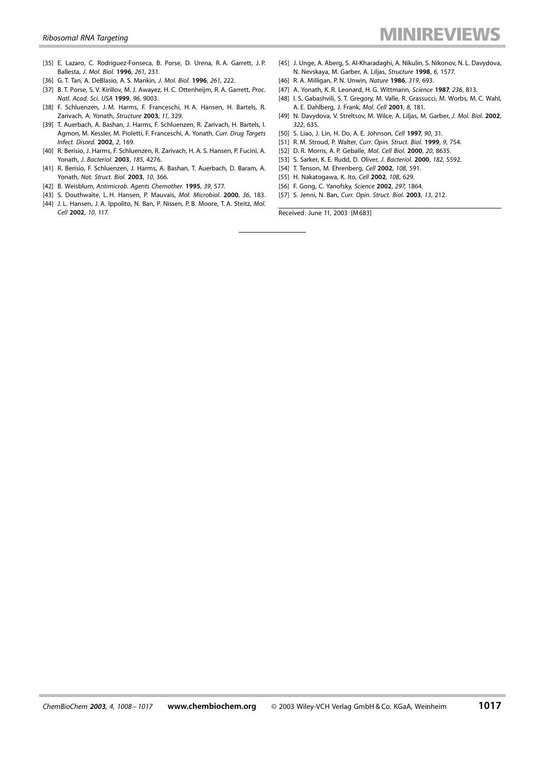[35] E. Lazaro, C. Rodriguez-Fonseca, B. Porse, D. Urena, R. A. Garrett, J. P. Ballesta, *J. Mol. Biol.* **1996**, *261*, 231.

[36] G. T. Tan, A. DeBlasio, A. S. Mankin, *J. Mol. Biol.* **1996**, *261*, 222.

[37] B. T. Porse, S. V. Kirillov, M. J. Awayez, H. C. Ottenheijm, R. A. Garrett, *Proc. Natl. Acad. Sci. USA* **1999**, *96*, 9003.

[38] F. Schluenzen, J. M. Harms, F. Franceschi, H. A. Hansen, H. Bartels, R. Zarivach, A. Yonath, *Structure* **2003**, *11*, 329.

[39] T. Auerbach, A. Bashan, J. Harms, F. Schluenzen, R. Zarivach, H. Bartels, I. Agmon, M. Kessler, M. Pioletti, F. Franceschi, A. Yonath, *Curr. Drug Targets Infect. Disord.* **2002**, *2*, 169.

[40] R. Berisio, J. Harms, F. Schluenzen, R. Zarivach, H. A. S. Hansen, P. Fucini, A. Yonath, *J. Bacteriol.* **2003**, *185*, 4276.

[41] R. Berisio, F. Schluenzen, J. Harms, A. Bashan, T. Auerbach, D. Baram, A. Yonath, *Nat. Struct. Biol.* **2003**, *10*, 366.

[42] B. Weisblum, *Antimicrob. Agents Chemother.* **1995**, *39*, 577.

[43] S. Douthwaite, L. H. Hansen, P. Mauvais, *Mol. Microbiol.* **2000**, *36*, 183.

[44] J. L. Hansen, J. A. Ippolito, N. Ban, P. Nissen, P. B. Moore, T. A. Steitz, *Mol. Cell* **2002**, *10*, 117.

[45] J. Unge, A. Aberg, S. Al-Kharadaghi, A. Nikulin, S. Nikonov, N. L. Davydova, N. Nevskaya, M. Garber, A. Liljas, *Structure* **1998**, *6*, 1577.

[46] R. A. Milligan, P. N. Unwin, *Nature* **1986**, *319*, 693.

[47] A. Yonath, K. R. Leonard, H. G. Wittmann, *Science* **1987**, *236*, 813.

[48] I. S. Gabashvili, S. T. Gregory, M. Valle, R. Grassucci, M. Worbs, M. C. Wahl, A. E. Dahlberg, J. Frank, *Mol. Cell* **2001**, *8*, 181.

[49] N. Davydova, V. Streltsov, M. Wilce, A. Liljas, M. Garber, *J. Mol. Biol.* **2002**, *322*, 635.

[50] S. Liao, J. Lin, H. Do, A. E. Johnson, *Cell* **1997**, *90*, 31.

[51] R. M. Stroud, P. Walter, *Curr. Opin. Struct. Biol.* **1999**, *9*, 754.

[52] D. R. Morris, A. P. Geballe, *Mol. Cell Biol.* **2000**, *20*, 8635.

[53] S. Sarker, K. E. Rudd, D. Oliver, *J. Bacteriol.* **2000**, *182*, 5592.

[54] T. Tenson, M. Ehrenberg, *Cell* **2002**, *108*, 591.

[55] H. Nakatogawa, K. Ito, *Cell* **2002**, *108*, 629.

[56] F. Gong, C. Yanofsky, *Science* **2002**, *297*, 1864.

[57] S. Jenni, N. Ban, *Curr. Opin. Struct. Biol.* **2003**, *13*, 212.

Received: June 11, 2003 [M683]